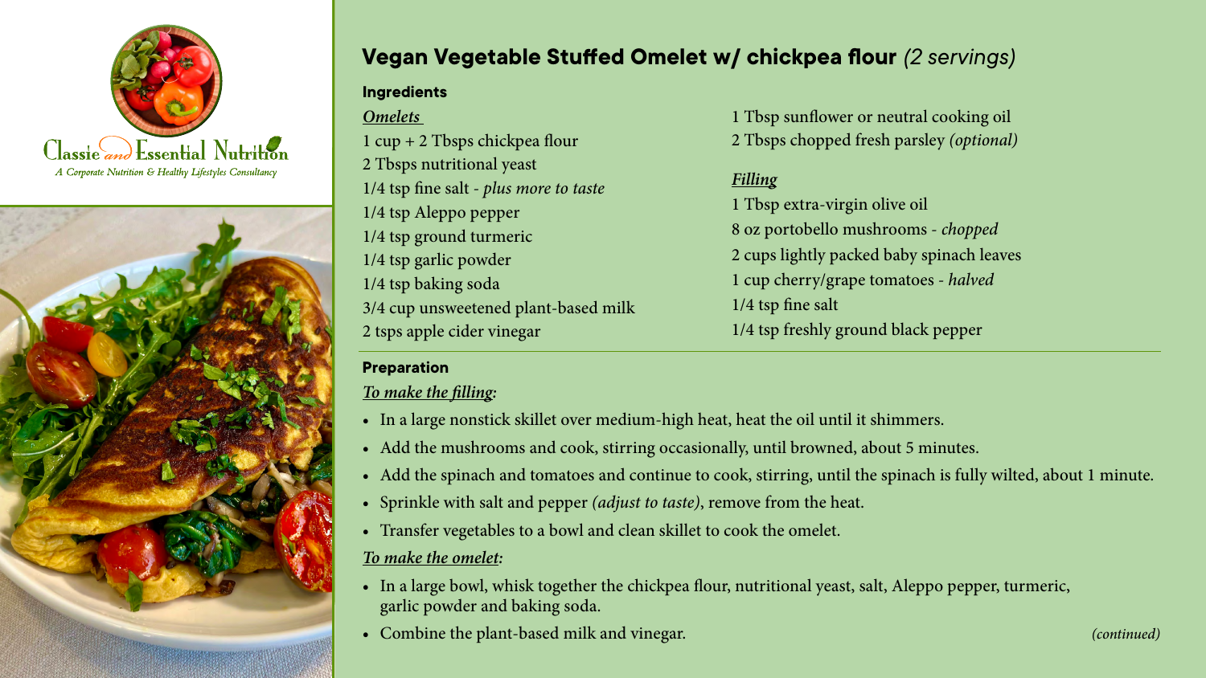Classie and Essential Nutrition

*A Corporate Nutrition & Healthy Lifestyles Consultancy*

# Vegan Vegetable Stuffed Omelet w/ chickpea flour *(2 servings)*

## Ingredients

***Omelets***

1 cup + 2 Tbsps chickpea flour
2 Tbsps nutritional yeast
1/4 tsp fine salt - *plus more to taste*
1/4 tsp Aleppo pepper
1/4 tsp ground turmeric
1/4 tsp garlic powder
1/4 tsp baking soda
3/4 cup unsweetened plant-based milk
2 tsps apple cider vinegar
1 Tbsp sunflower or neutral cooking oil
2 Tbsps chopped fresh parsley *(optional)*

***Filling***

1 Tbsp extra-virgin olive oil
8 oz portobello mushrooms - *chopped*
2 cups lightly packed baby spinach leaves
1 cup cherry/grape tomatoes - *halved*
1/4 tsp fine salt
1/4 tsp freshly ground black pepper

## Preparation

***To make the filling:***

- In a large nonstick skillet over medium-high heat, heat the oil until it shimmers.
- Add the mushrooms and cook, stirring occasionally, until browned, about 5 minutes.
- Add the spinach and tomatoes and continue to cook, stirring, until the spinach is fully wilted, about 1 minute.
- Sprinkle with salt and pepper *(adjust to taste)*, remove from the heat.
- Transfer vegetables to a bowl and clean skillet to cook the omelet.

***To make the omelet:***

- In a large bowl, whisk together the chickpea flour, nutritional yeast, salt, Aleppo pepper, turmeric, garlic powder and baking soda.
- Combine the plant-based milk and vinegar.

*(continued)*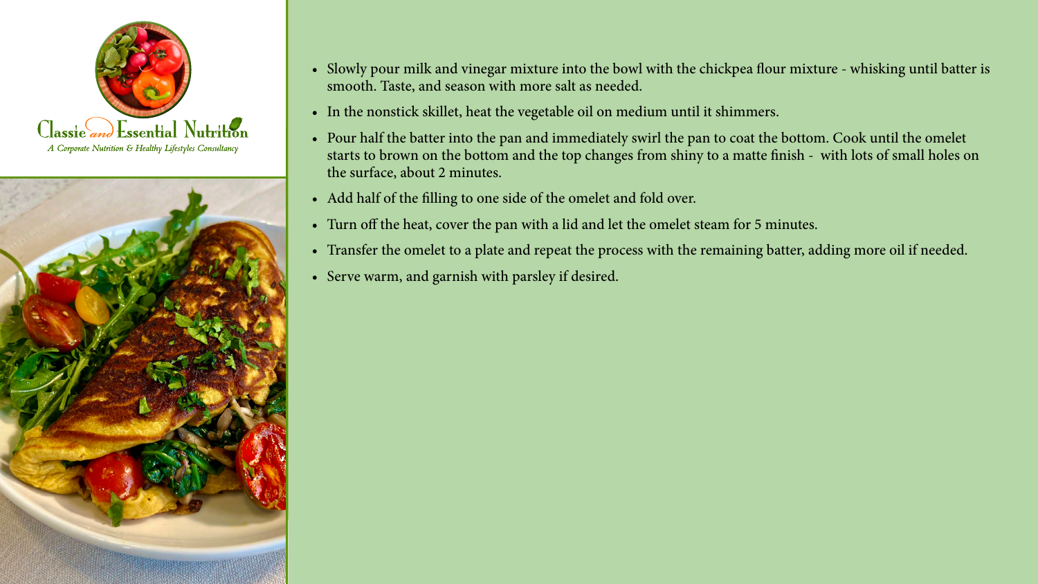Classie and Essential Nutrition

*A Corporate Nutrition & Healthy Lifestyles Consultancy*

- Slowly pour milk and vinegar mixture into the bowl with the chickpea flour mixture - whisking until batter is smooth. Taste, and season with more salt as needed.
- In the nonstick skillet, heat the vegetable oil on medium until it shimmers.
- Pour half the batter into the pan and immediately swirl the pan to coat the bottom. Cook until the omelet starts to brown on the bottom and the top changes from shiny to a matte finish - with lots of small holes on the surface, about 2 minutes.
- Add half of the filling to one side of the omelet and fold over.
- Turn off the heat, cover the pan with a lid and let the omelet steam for 5 minutes.
- Transfer the omelet to a plate and repeat the process with the remaining batter, adding more oil if needed.
- Serve warm, and garnish with parsley if desired.